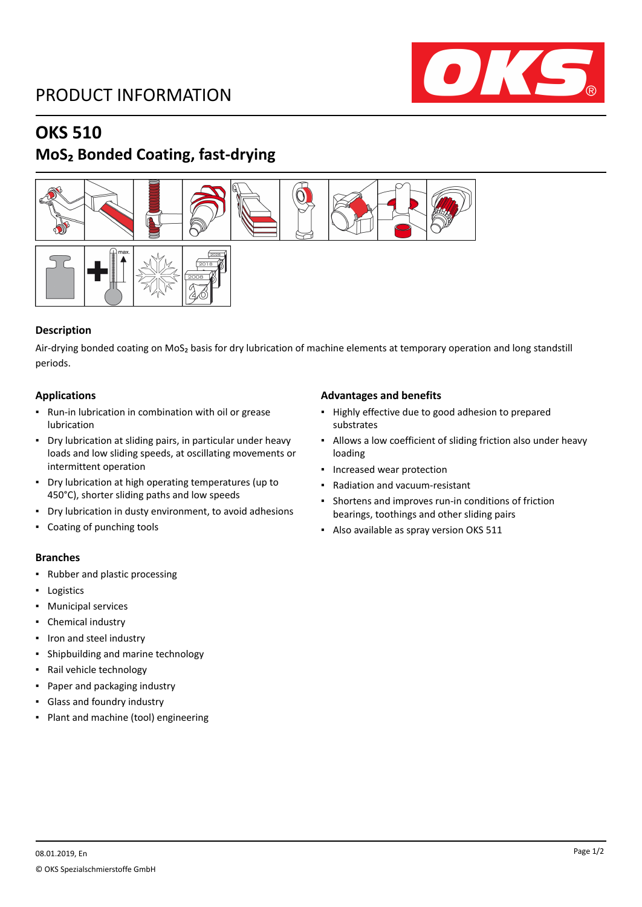PRODUCT INFORMATION

# OKS 510

## $MoS_2$ Bonded Coating, fast-drying

### Description

Air-drying bonded coating on $MoS_2$ basis for dry lubrication of machine elements at temporary operation and long standstill periods.

### Applications

- Run-in lubrication in combination with oil or grease lubrication
- Dry lubrication at sliding pairs, in particular under heavy loads and low sliding speeds, at oscillating movements or intermittent operation
- Dry lubrication at high operating temperatures (up to 450°C), shorter sliding paths and low speeds
- Dry lubrication in dusty environment, to avoid adhesions
- Coating of punching tools

### Advantages and benefits

- Highly effective due to good adhesion to prepared substrates
- Allows a low coefficient of sliding friction also under heavy loading
- Increased wear protection
- Radiation and vacuum-resistant
- Shortens and improves run-in conditions of friction bearings, toothings and other sliding pairs
- Also available as spray version OKS 511

### Branches

- Rubber and plastic processing
- Logistics
- Municipal services
- Chemical industry
- Iron and steel industry
- Shipbuilding and marine technology
- Rail vehicle technology
- Paper and packaging industry
- Glass and foundry industry
- Plant and machine (tool) engineering

08.01.2019, En

© OKS Spezialschmierstoffe GmbH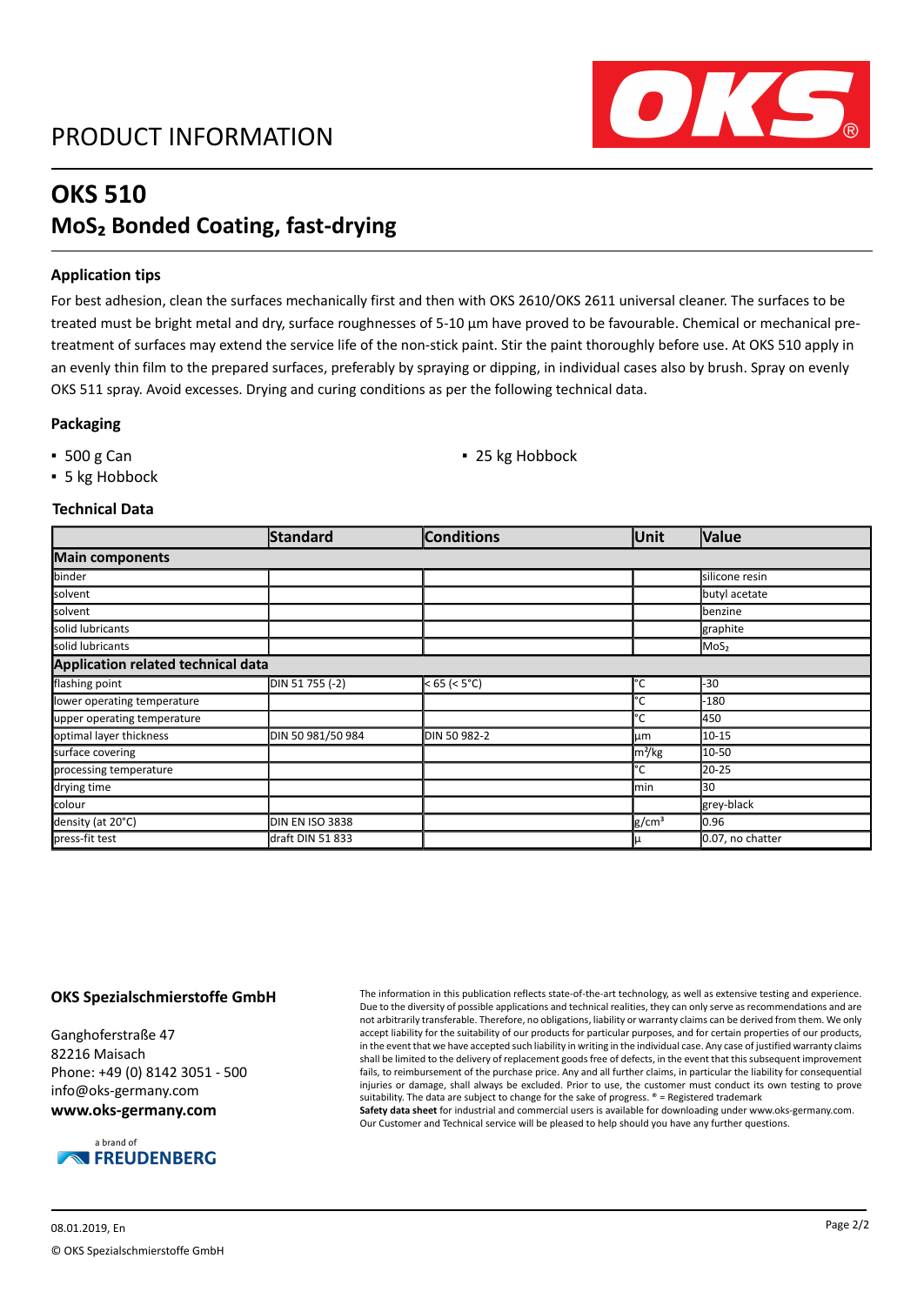# PRODUCT INFORMATION

## OKS 510

## $MoS_2$ Bonded Coating, fast-drying

### Application tips

For best adhesion, clean the surfaces mechanically first and then with OKS 2610/OKS 2611 universal cleaner. The surfaces to be treated must be bright metal and dry, surface roughnesses of 5-10 µm have proved to be favourable. Chemical or mechanical pre-treatment of surfaces may extend the service life of the non-stick paint. Stir the paint thoroughly before use. At OKS 510 apply in an evenly thin film to the prepared surfaces, preferably by spraying or dipping, in individual cases also by brush. Spray on evenly OKS 511 spray. Avoid excesses. Drying and curing conditions as per the following technical data.

### Packaging

- 500 g Can
- 5 kg Hobbock
- 25 kg Hobbock

### Technical Data

| | Standard | Conditions | Unit | Value |
|---|---|---|---|---|
| **Main components** | | | | |
| binder | | | | silicone resin |
| solvent | | | | butyl acetate |
| solvent | | | | benzine |
| solid lubricants | | | | graphite |
| solid lubricants | | | | $MoS_2$ |
| **Application related technical data** | | | | |
| flashing point | DIN 51 755 (-2) | < 65 (< 5°C) | °C | -30 |
| lower operating temperature | | | °C | -180 |
| upper operating temperature | | | °C | 450 |
| optimal layer thickness | DIN 50 981/50 984 | DIN 50 982-2 | µm | 10-15 |
| surface covering | | | $m^2/kg$ | 10-50 |
| processing temperature | | | °C | 20-25 |
| drying time | | | min | 30 |
| colour | | | | grey-black |
| density (at 20°C) | DIN EN ISO 3838 | | $g/cm^3$ | 0.96 |
| press-fit test | draft DIN 51 833 | | µ | 0.07, no chatter |

**OKS Spezialschmierstoffe GmbH**

Ganghoferstraße 47
82216 Maisach
Phone: +49 (0) 8142 3051 - 500
info@oks-germany.com
**www.oks-germany.com**

a brand of FREUDENBERG

The information in this publication reflects state-of-the-art technology, as well as extensive testing and experience. Due to the diversity of possible applications and technical realities, they can only serve as recommendations and are not arbitrarily transferable. Therefore, no obligations, liability or warranty claims can be derived from them. We only accept liability for the suitability of our products for particular purposes, and for certain properties of our products, in the event that we have accepted such liability in writing in the individual case. Any case of justified warranty claims shall be limited to the delivery of replacement goods free of defects, in the event that this subsequent improvement fails, to reimbursement of the purchase price. Any and all further claims, in particular the liability for consequential injuries or damage, shall always be excluded. Prior to use, the customer must conduct its own testing to prove suitability. The data are subject to change for the sake of progress. ® = Registered trademark
**Safety data sheet** for industrial and commercial users is available for downloading under www.oks-germany.com. Our Customer and Technical service will be pleased to help should you have any further questions.

08.01.2019, En

© OKS Spezialschmierstoffe GmbH